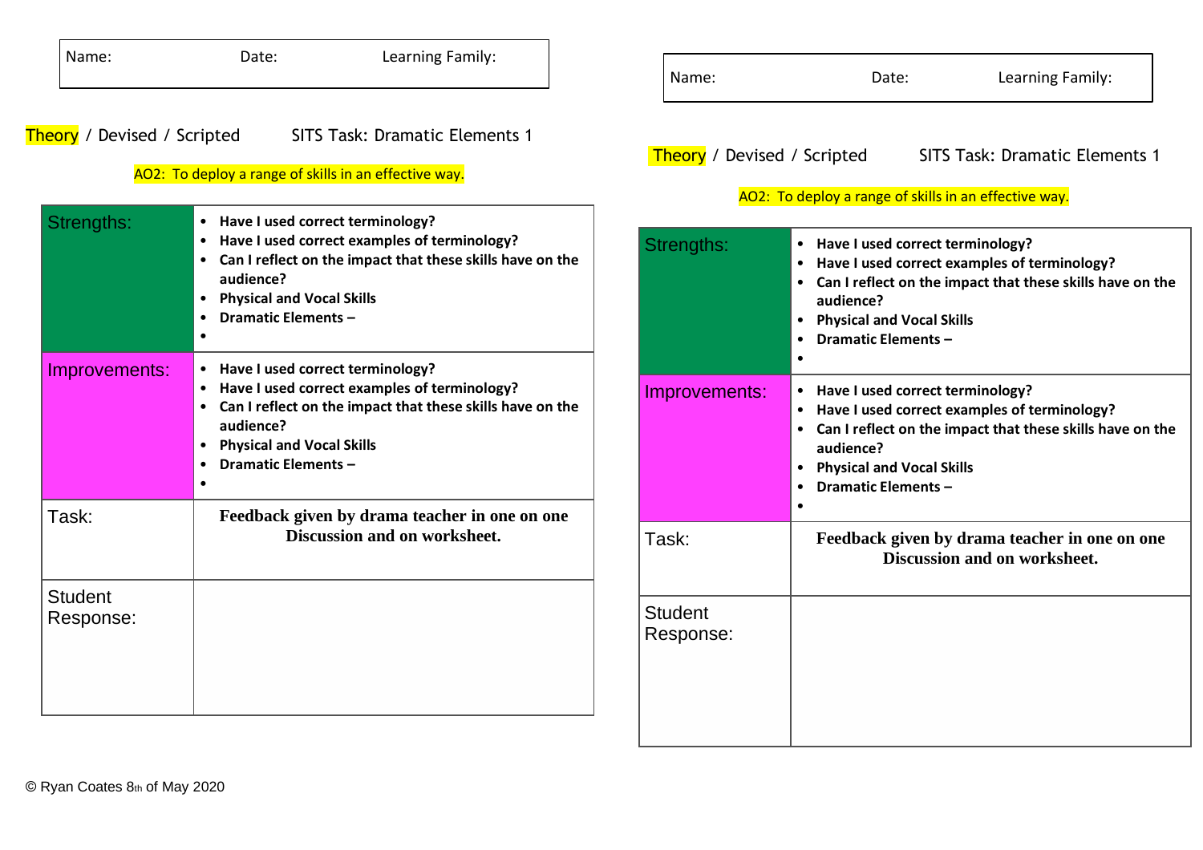| Name: | Date: | Learning Family: |
| --- | --- | --- |

Theory / Devised / Scripted        SITS Task: Dramatic Elements 1

AO2: To deploy a range of skills in an effective way.

| | |
| --- | --- |
| Strengths: | • **Have I used correct terminology?**<br>• **Have I used correct examples of terminology?**<br>• **Can I reflect on the impact that these skills have on the audience?**<br>• **Physical and Vocal Skills**<br>• **Dramatic Elements –**<br>• |
| Improvements: | • **Have I used correct terminology?**<br>• **Have I used correct examples of terminology?**<br>• **Can I reflect on the impact that these skills have on the audience?**<br>• **Physical and Vocal Skills**<br>• **Dramatic Elements –**<br>• |
| Task: | **Feedback given by drama teacher in one on one Discussion and on worksheet.** |
| Student Response: | |

| Name: | Date: | Learning Family: |
| --- | --- | --- |

Theory / Devised / Scripted        SITS Task: Dramatic Elements 1

AO2: To deploy a range of skills in an effective way.

| | |
| --- | --- |
| Strengths: | • **Have I used correct terminology?**<br>• **Have I used correct examples of terminology?**<br>• **Can I reflect on the impact that these skills have on the audience?**<br>• **Physical and Vocal Skills**<br>• **Dramatic Elements –**<br>• |
| Improvements: | • **Have I used correct terminology?**<br>• **Have I used correct examples of terminology?**<br>• **Can I reflect on the impact that these skills have on the audience?**<br>• **Physical and Vocal Skills**<br>• **Dramatic Elements –**<br>• |
| Task: | **Feedback given by drama teacher in one on one Discussion and on worksheet.** |
| Student Response: | |

© Ryan Coates 8th of May 2020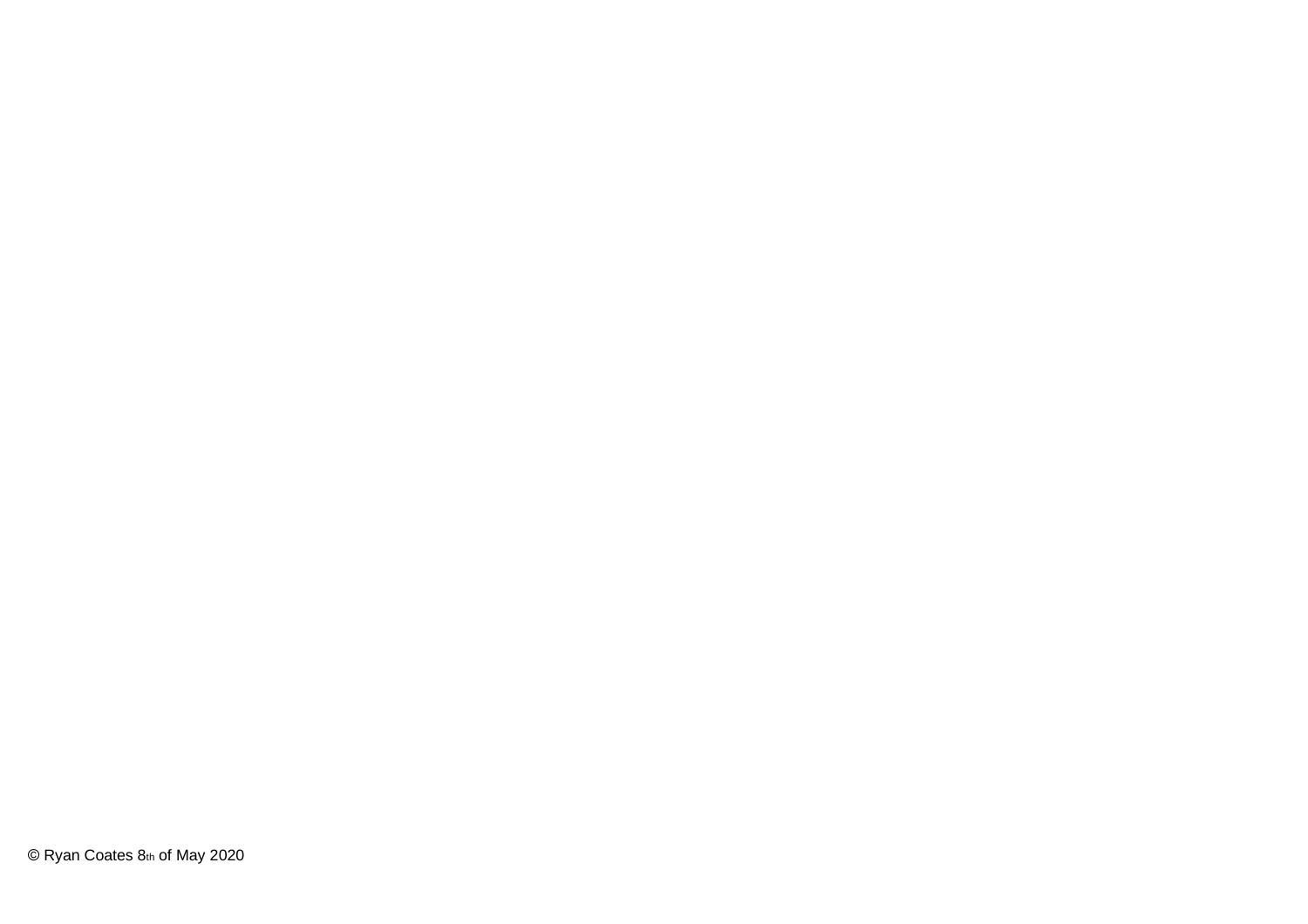© Ryan Coates 8th of May 2020